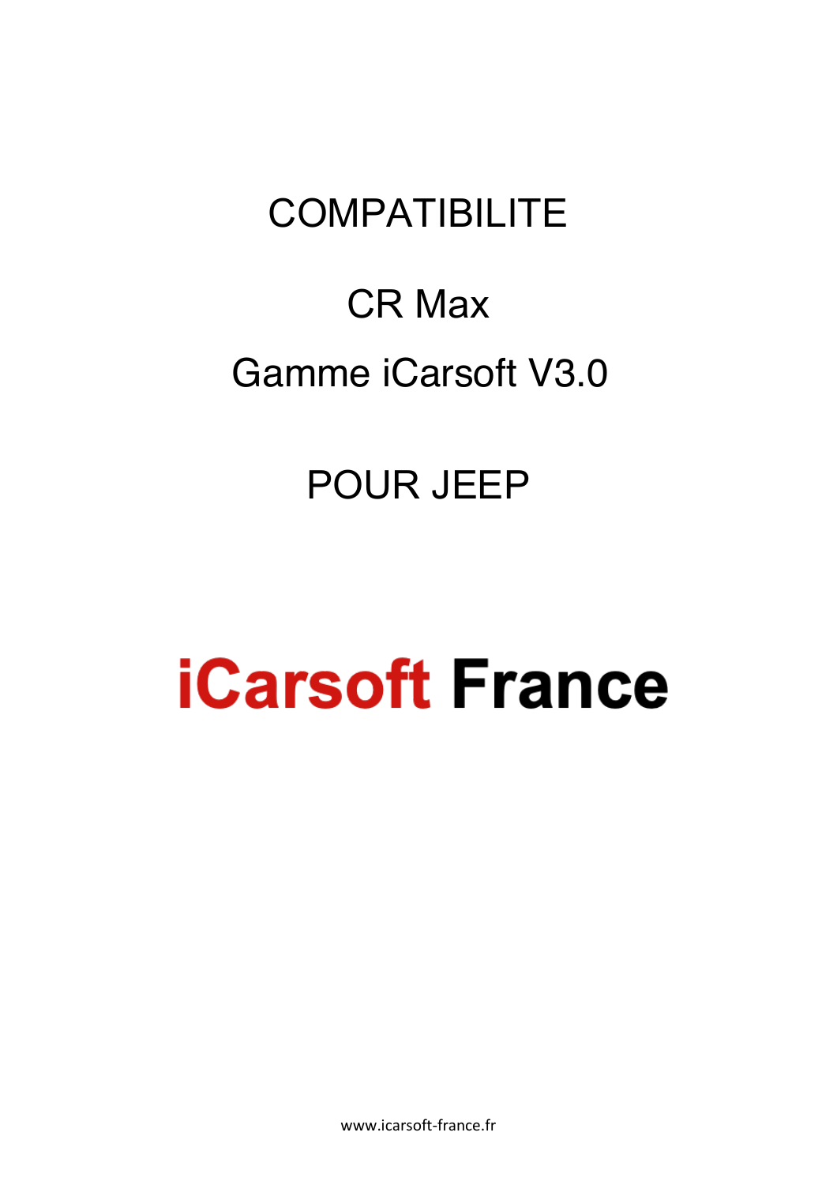# COMPATIBILITE

## CR Max

## Gamme iCarsoft V3.0

## POUR JEEP

# iCarsoft France

www.icarsoft-france.fr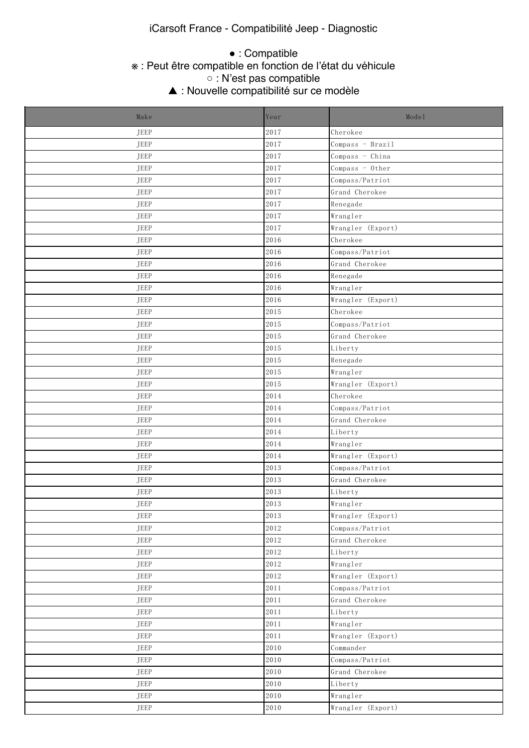iCarsoft France - Compatibilité Jeep - Diagnostic

● : Compatible
※ : Peut être compatible en fonction de l'état du véhicule
○ : N'est pas compatible
▲ : Nouvelle compatibilité sur ce modèle

| Make | Year | Model |
|---|---|---|
| JEEP | 2017 | Cherokee |
| JEEP | 2017 | Compass - Brazil |
| JEEP | 2017 | Compass - China |
| JEEP | 2017 | Compass - Other |
| JEEP | 2017 | Compass/Patriot |
| JEEP | 2017 | Grand Cherokee |
| JEEP | 2017 | Renegade |
| JEEP | 2017 | Wrangler |
| JEEP | 2017 | Wrangler (Export) |
| JEEP | 2016 | Cherokee |
| JEEP | 2016 | Compass/Patriot |
| JEEP | 2016 | Grand Cherokee |
| JEEP | 2016 | Renegade |
| JEEP | 2016 | Wrangler |
| JEEP | 2016 | Wrangler (Export) |
| JEEP | 2015 | Cherokee |
| JEEP | 2015 | Compass/Patriot |
| JEEP | 2015 | Grand Cherokee |
| JEEP | 2015 | Liberty |
| JEEP | 2015 | Renegade |
| JEEP | 2015 | Wrangler |
| JEEP | 2015 | Wrangler (Export) |
| JEEP | 2014 | Cherokee |
| JEEP | 2014 | Compass/Patriot |
| JEEP | 2014 | Grand Cherokee |
| JEEP | 2014 | Liberty |
| JEEP | 2014 | Wrangler |
| JEEP | 2014 | Wrangler (Export) |
| JEEP | 2013 | Compass/Patriot |
| JEEP | 2013 | Grand Cherokee |
| JEEP | 2013 | Liberty |
| JEEP | 2013 | Wrangler |
| JEEP | 2013 | Wrangler (Export) |
| JEEP | 2012 | Compass/Patriot |
| JEEP | 2012 | Grand Cherokee |
| JEEP | 2012 | Liberty |
| JEEP | 2012 | Wrangler |
| JEEP | 2012 | Wrangler (Export) |
| JEEP | 2011 | Compass/Patriot |
| JEEP | 2011 | Grand Cherokee |
| JEEP | 2011 | Liberty |
| JEEP | 2011 | Wrangler |
| JEEP | 2011 | Wrangler (Export) |
| JEEP | 2010 | Commander |
| JEEP | 2010 | Compass/Patriot |
| JEEP | 2010 | Grand Cherokee |
| JEEP | 2010 | Liberty |
| JEEP | 2010 | Wrangler |
| JEEP | 2010 | Wrangler (Export) |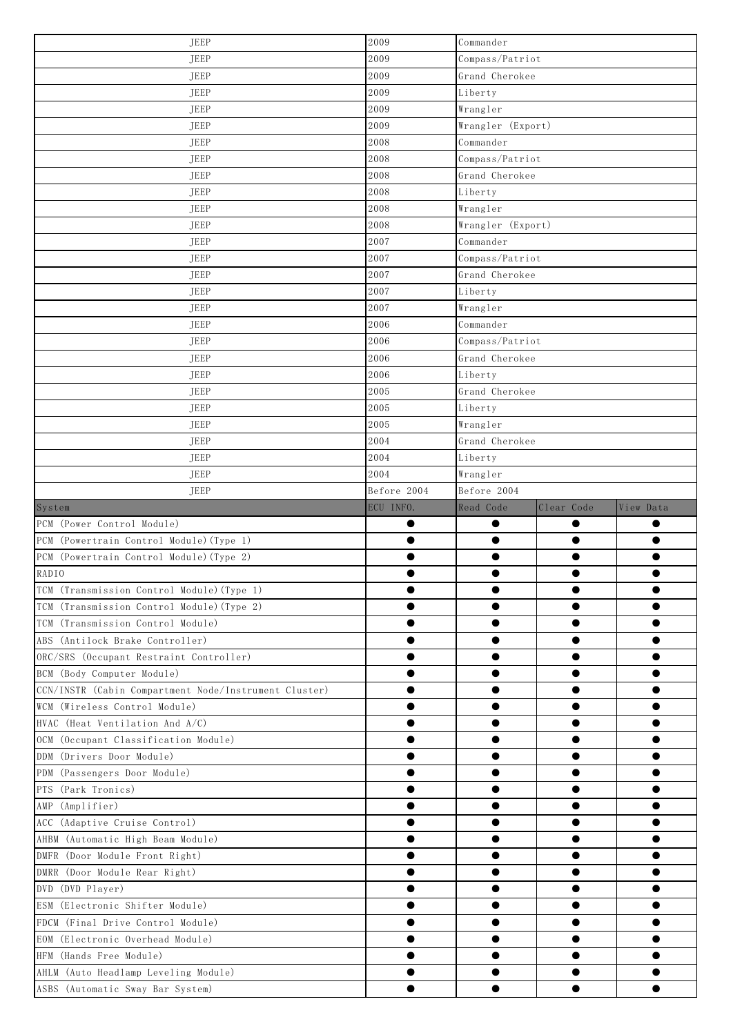| JEEP | 2009 | Commander | | |
|---|---|---|---|---|
| JEEP | 2009 | Compass/Patriot | | |
| JEEP | 2009 | Grand Cherokee | | |
| JEEP | 2009 | Liberty | | |
| JEEP | 2009 | Wrangler | | |
| JEEP | 2009 | Wrangler (Export) | | |
| JEEP | 2008 | Commander | | |
| JEEP | 2008 | Compass/Patriot | | |
| JEEP | 2008 | Grand Cherokee | | |
| JEEP | 2008 | Liberty | | |
| JEEP | 2008 | Wrangler | | |
| JEEP | 2008 | Wrangler (Export) | | |
| JEEP | 2007 | Commander | | |
| JEEP | 2007 | Compass/Patriot | | |
| JEEP | 2007 | Grand Cherokee | | |
| JEEP | 2007 | Liberty | | |
| JEEP | 2007 | Wrangler | | |
| JEEP | 2006 | Commander | | |
| JEEP | 2006 | Compass/Patriot | | |
| JEEP | 2006 | Grand Cherokee | | |
| JEEP | 2006 | Liberty | | |
| JEEP | 2005 | Grand Cherokee | | |
| JEEP | 2005 | Liberty | | |
| JEEP | 2005 | Wrangler | | |
| JEEP | 2004 | Grand Cherokee | | |
| JEEP | 2004 | Liberty | | |
| JEEP | 2004 | Wrangler | | |
| JEEP | Before 2004 | Before 2004 | | |
| System | ECU INFO. | Read Code | Clear Code | View Data |
| PCM (Power Control Module) | ● | ● | ● | ● |
| PCM (Powertrain Control Module)(Type 1) | ● | ● | ● | ● |
| PCM (Powertrain Control Module)(Type 2) | ● | ● | ● | ● |
| RADIO | ● | ● | ● | ● |
| TCM (Transmission Control Module)(Type 1) | ● | ● | ● | ● |
| TCM (Transmission Control Module)(Type 2) | ● | ● | ● | ● |
| TCM (Transmission Control Module) | ● | ● | ● | ● |
| ABS (Antilock Brake Controller) | ● | ● | ● | ● |
| ORC/SRS (Occupant Restraint Controller) | ● | ● | ● | ● |
| BCM (Body Computer Module) | ● | ● | ● | ● |
| CCN/INSTR (Cabin Compartment Node/Instrument Cluster) | ● | ● | ● | ● |
| WCM (Wireless Control Module) | ● | ● | ● | ● |
| HVAC (Heat Ventilation And A/C) | ● | ● | ● | ● |
| OCM (Occupant Classification Module) | ● | ● | ● | ● |
| DDM (Drivers Door Module) | ● | ● | ● | ● |
| PDM (Passengers Door Module) | ● | ● | ● | ● |
| PTS (Park Tronics) | ● | ● | ● | ● |
| AMP (Amplifier) | ● | ● | ● | ● |
| ACC (Adaptive Cruise Control) | ● | ● | ● | ● |
| AHBM (Automatic High Beam Module) | ● | ● | ● | ● |
| DMFR (Door Module Front Right) | ● | ● | ● | ● |
| DMRR (Door Module Rear Right) | ● | ● | ● | ● |
| DVD (DVD Player) | ● | ● | ● | ● |
| ESM (Electronic Shifter Module) | ● | ● | ● | ● |
| FDCM (Final Drive Control Module) | ● | ● | ● | ● |
| EOM (Electronic Overhead Module) | ● | ● | ● | ● |
| HFM (Hands Free Module) | ● | ● | ● | ● |
| AHLM (Auto Headlamp Leveling Module) | ● | ● | ● | ● |
| ASBS (Automatic Sway Bar System) | ● | ● | ● | ● |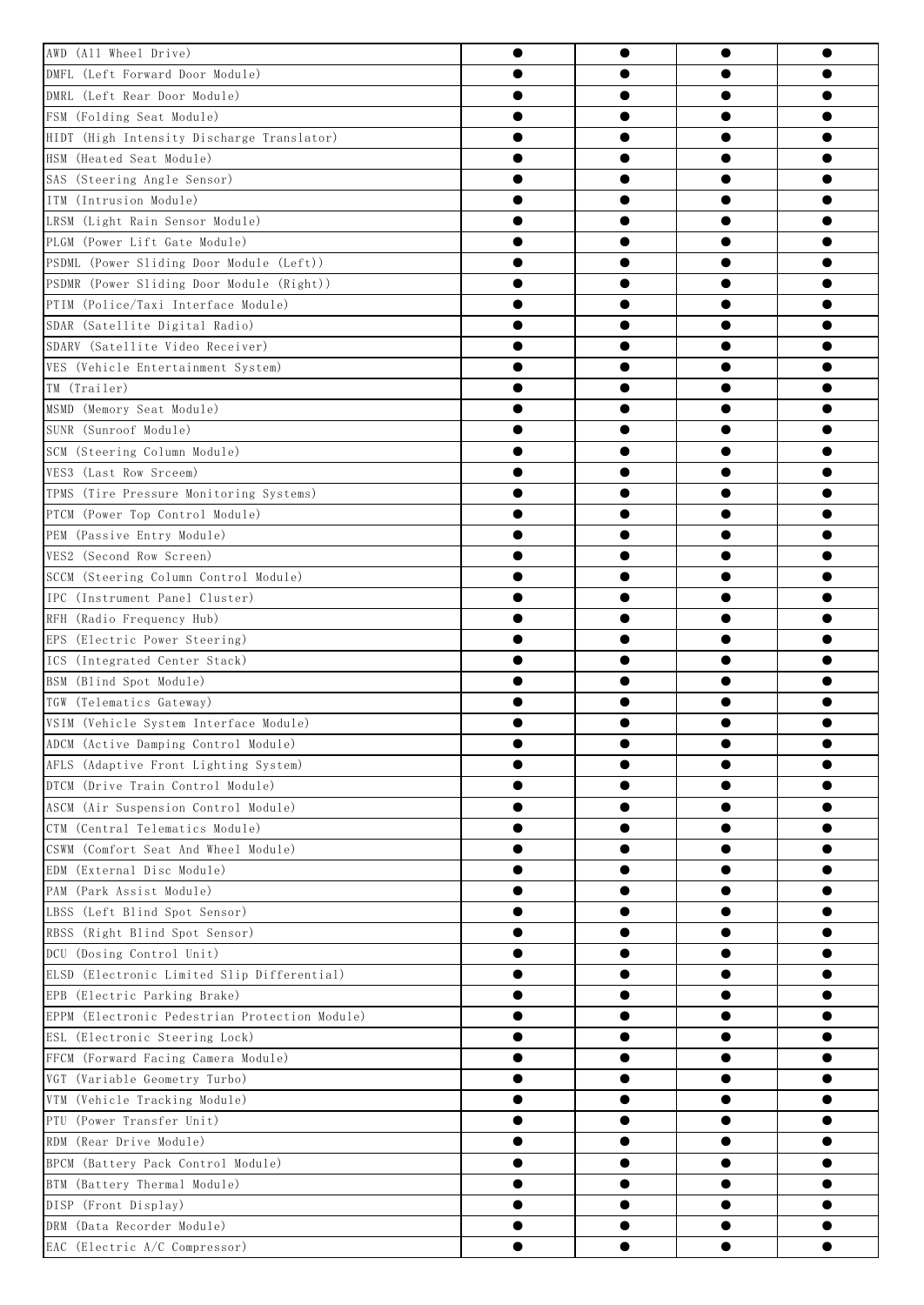| | | | | |
|---|---|---|---|---|
| AWD (All Wheel Drive) | ● | ● | ● | ● |
| DMFL (Left Forward Door Module) | ● | ● | ● | ● |
| DMRL (Left Rear Door Module) | ● | ● | ● | ● |
| FSM (Folding Seat Module) | ● | ● | ● | ● |
| HIDT (High Intensity Discharge Translator) | ● | ● | ● | ● |
| HSM (Heated Seat Module) | ● | ● | ● | ● |
| SAS (Steering Angle Sensor) | ● | ● | ● | ● |
| ITM (Intrusion Module) | ● | ● | ● | ● |
| LRSM (Light Rain Sensor Module) | ● | ● | ● | ● |
| PLGM (Power Lift Gate Module) | ● | ● | ● | ● |
| PSDML (Power Sliding Door Module (Left)) | ● | ● | ● | ● |
| PSDMR (Power Sliding Door Module (Right)) | ● | ● | ● | ● |
| PTIM (Police/Taxi Interface Module) | ● | ● | ● | ● |
| SDAR (Satellite Digital Radio) | ● | ● | ● | ● |
| SDARV (Satellite Video Receiver) | ● | ● | ● | ● |
| VES (Vehicle Entertainment System) | ● | ● | ● | ● |
| TM (Trailer) | ● | ● | ● | ● |
| MSMD (Memory Seat Module) | ● | ● | ● | ● |
| SUNR (Sunroof Module) | ● | ● | ● | ● |
| SCM (Steering Column Module) | ● | ● | ● | ● |
| VES3 (Last Row Srceem) | ● | ● | ● | ● |
| TPMS (Tire Pressure Monitoring Systems) | ● | ● | ● | ● |
| PTCM (Power Top Control Module) | ● | ● | ● | ● |
| PEM (Passive Entry Module) | ● | ● | ● | ● |
| VES2 (Second Row Screen) | ● | ● | ● | ● |
| SCCM (Steering Column Control Module) | ● | ● | ● | ● |
| IPC (Instrument Panel Cluster) | ● | ● | ● | ● |
| RFH (Radio Frequency Hub) | ● | ● | ● | ● |
| EPS (Electric Power Steering) | ● | ● | ● | ● |
| ICS (Integrated Center Stack) | ● | ● | ● | ● |
| BSM (Blind Spot Module) | ● | ● | ● | ● |
| TGW (Telematics Gateway) | ● | ● | ● | ● |
| VSIM (Vehicle System Interface Module) | ● | ● | ● | ● |
| ADCM (Active Damping Control Module) | ● | ● | ● | ● |
| AFLS (Adaptive Front Lighting System) | ● | ● | ● | ● |
| DTCM (Drive Train Control Module) | ● | ● | ● | ● |
| ASCM (Air Suspension Control Module) | ● | ● | ● | ● |
| CTM (Central Telematics Module) | ● | ● | ● | ● |
| CSWM (Comfort Seat And Wheel Module) | ● | ● | ● | ● |
| EDM (External Disc Module) | ● | ● | ● | ● |
| PAM (Park Assist Module) | ● | ● | ● | ● |
| LBSS (Left Blind Spot Sensor) | ● | ● | ● | ● |
| RBSS (Right Blind Spot Sensor) | ● | ● | ● | ● |
| DCU (Dosing Control Unit) | ● | ● | ● | ● |
| ELSD (Electronic Limited Slip Differential) | ● | ● | ● | ● |
| EPB (Electric Parking Brake) | ● | ● | ● | ● |
| EPPM (Electronic Pedestrian Protection Module) | ● | ● | ● | ● |
| ESL (Electronic Steering Lock) | ● | ● | ● | ● |
| FFCM (Forward Facing Camera Module) | ● | ● | ● | ● |
| VGT (Variable Geometry Turbo) | ● | ● | ● | ● |
| VTM (Vehicle Tracking Module) | ● | ● | ● | ● |
| PTU (Power Transfer Unit) | ● | ● | ● | ● |
| RDM (Rear Drive Module) | ● | ● | ● | ● |
| BPCM (Battery Pack Control Module) | ● | ● | ● | ● |
| BTM (Battery Thermal Module) | ● | ● | ● | ● |
| DISP (Front Display) | ● | ● | ● | ● |
| DRM (Data Recorder Module) | ● | ● | ● | ● |
| EAC (Electric A/C Compressor) | ● | ● | ● | ● |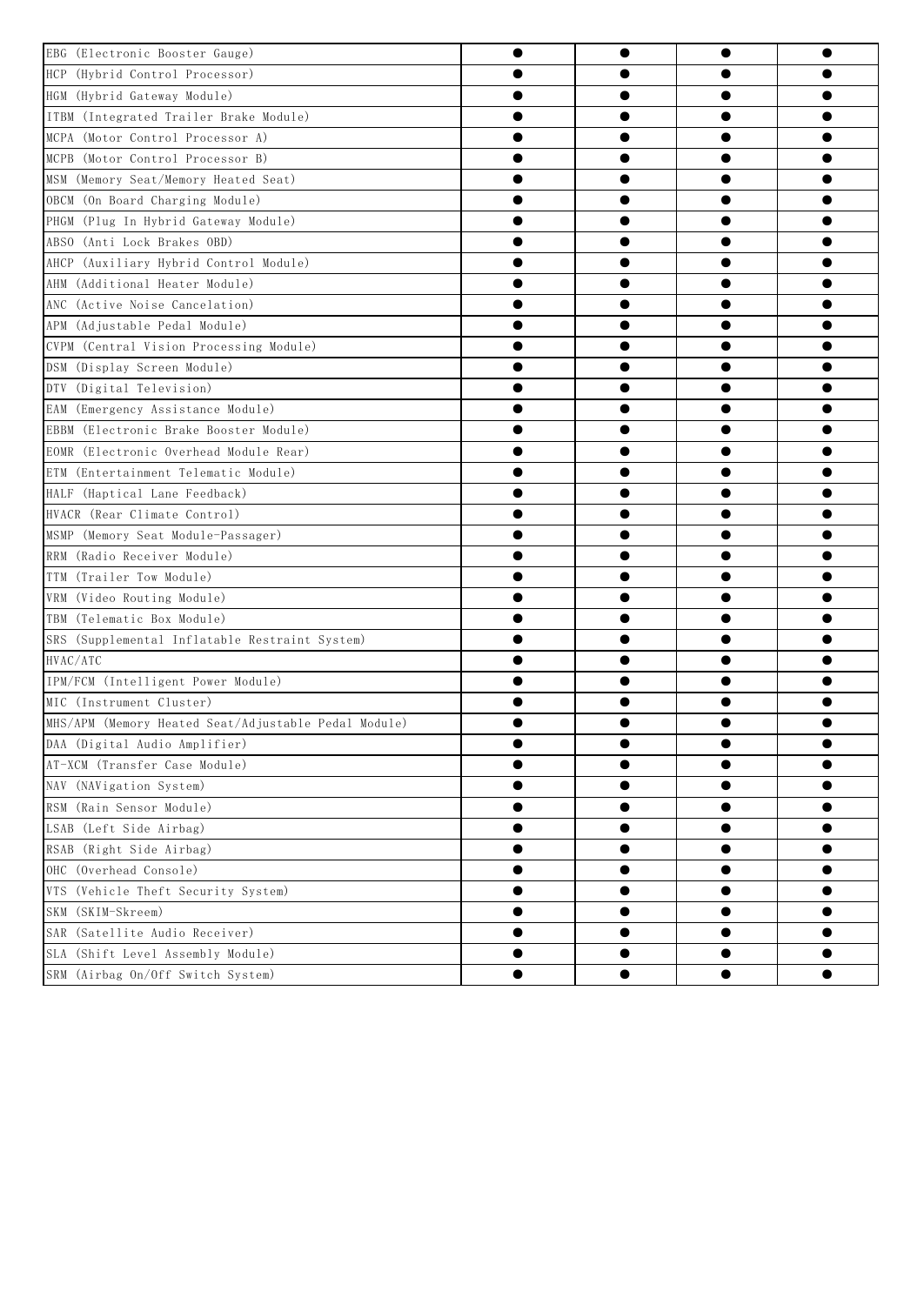| | | | | |
|---|---|---|---|---|
| EBG (Electronic Booster Gauge) | ● | ● | ● | ● |
| HCP (Hybrid Control Processor) | ● | ● | ● | ● |
| HGM (Hybrid Gateway Module) | ● | ● | ● | ● |
| ITBM (Integrated Trailer Brake Module) | ● | ● | ● | ● |
| MCPA (Motor Control Processor A) | ● | ● | ● | ● |
| MCPB (Motor Control Processor B) | ● | ● | ● | ● |
| MSM (Memory Seat/Memory Heated Seat) | ● | ● | ● | ● |
| OBCM (On Board Charging Module) | ● | ● | ● | ● |
| PHGM (Plug In Hybrid Gateway Module) | ● | ● | ● | ● |
| ABSO (Anti Lock Brakes OBD) | ● | ● | ● | ● |
| AHCP (Auxiliary Hybrid Control Module) | ● | ● | ● | ● |
| AHM (Additional Heater Module) | ● | ● | ● | ● |
| ANC (Active Noise Cancelation) | ● | ● | ● | ● |
| APM (Adjustable Pedal Module) | ● | ● | ● | ● |
| CVPM (Central Vision Processing Module) | ● | ● | ● | ● |
| DSM (Display Screen Module) | ● | ● | ● | ● |
| DTV (Digital Television) | ● | ● | ● | ● |
| EAM (Emergency Assistance Module) | ● | ● | ● | ● |
| EBBM (Electronic Brake Booster Module) | ● | ● | ● | ● |
| EOMR (Electronic Overhead Module Rear) | ● | ● | ● | ● |
| ETM (Entertainment Telematic Module) | ● | ● | ● | ● |
| HALF (Haptical Lane Feedback) | ● | ● | ● | ● |
| HVACR (Rear Climate Control) | ● | ● | ● | ● |
| MSMP (Memory Seat Module-Passager) | ● | ● | ● | ● |
| RRM (Radio Receiver Module) | ● | ● | ● | ● |
| TTM (Trailer Tow Module) | ● | ● | ● | ● |
| VRM (Video Routing Module) | ● | ● | ● | ● |
| TBM (Telematic Box Module) | ● | ● | ● | ● |
| SRS (Supplemental Inflatable Restraint System) | ● | ● | ● | ● |
| HVAC/ATC | ● | ● | ● | ● |
| IPM/FCM (Intelligent Power Module) | ● | ● | ● | ● |
| MIC (Instrument Cluster) | ● | ● | ● | ● |
| MHS/APM (Memory Heated Seat/Adjustable Pedal Module) | ● | ● | ● | ● |
| DAA (Digital Audio Amplifier) | ● | ● | ● | ● |
| AT-XCM (Transfer Case Module) | ● | ● | ● | ● |
| NAV (NAVigation System) | ● | ● | ● | ● |
| RSM (Rain Sensor Module) | ● | ● | ● | ● |
| LSAB (Left Side Airbag) | ● | ● | ● | ● |
| RSAB (Right Side Airbag) | ● | ● | ● | ● |
| OHC (Overhead Console) | ● | ● | ● | ● |
| VTS (Vehicle Theft Security System) | ● | ● | ● | ● |
| SKM (SKIM-Skreem) | ● | ● | ● | ● |
| SAR (Satellite Audio Receiver) | ● | ● | ● | ● |
| SLA (Shift Level Assembly Module) | ● | ● | ● | ● |
| SRM (Airbag On/Off Switch System) | ● | ● | ● | ● |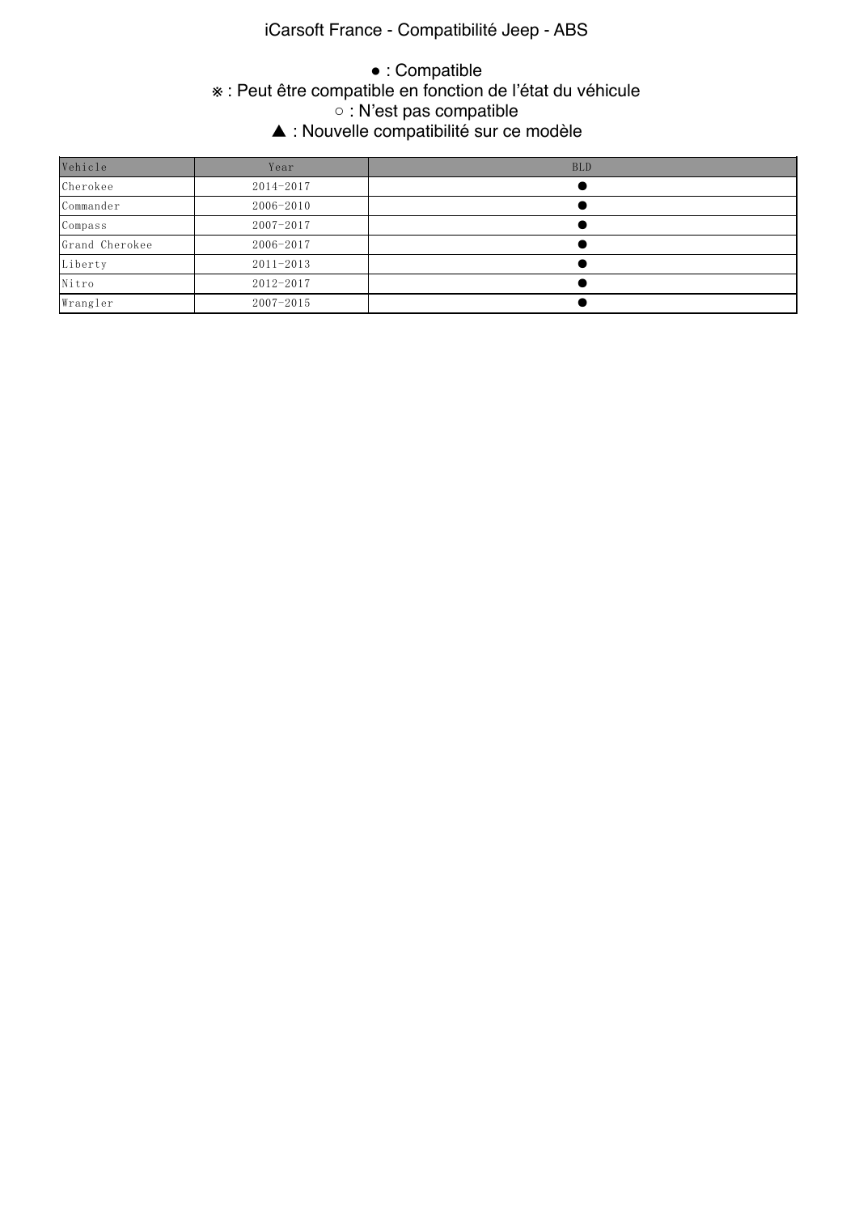# iCarsoft France - Compatibilité Jeep - ABS

● : Compatible

※ : Peut être compatible en fonction de l'état du véhicule

○ : N'est pas compatible

▲ : Nouvelle compatibilité sur ce modèle

| Vehicle | Year | BLD |
|---|---|---|
| Cherokee | 2014-2017 | ● |
| Commander | 2006-2010 | ● |
| Compass | 2007-2017 | ● |
| Grand Cherokee | 2006-2017 | ● |
| Liberty | 2011-2013 | ● |
| Nitro | 2012-2017 | ● |
| Wrangler | 2007-2015 | ● |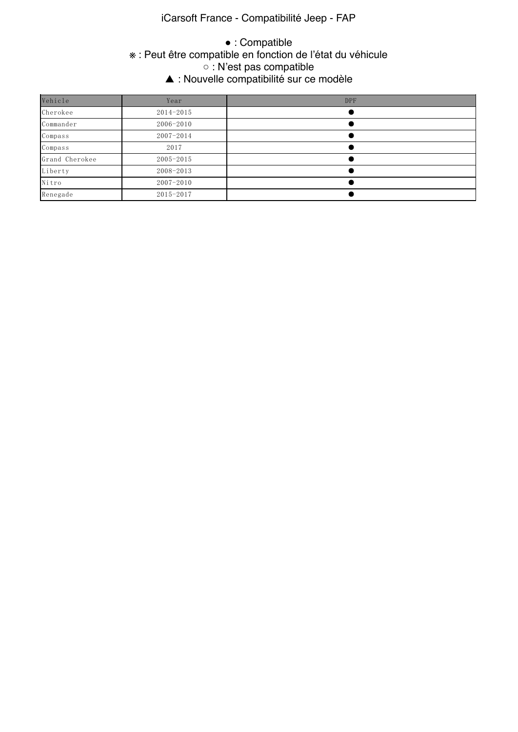# iCarsoft France - Compatibilité Jeep - FAP

● : Compatible
※ : Peut être compatible en fonction de l'état du véhicule
○ : N'est pas compatible
▲ : Nouvelle compatibilité sur ce modèle

| Vehicle | Year | DPF |
|---|---|---|
| Cherokee | 2014-2015 | ● |
| Commander | 2006-2010 | ● |
| Compass | 2007-2014 | ● |
| Compass | 2017 | ● |
| Grand Cherokee | 2005-2015 | ● |
| Liberty | 2008-2013 | ● |
| Nitro | 2007-2010 | ● |
| Renegade | 2015-2017 | ● |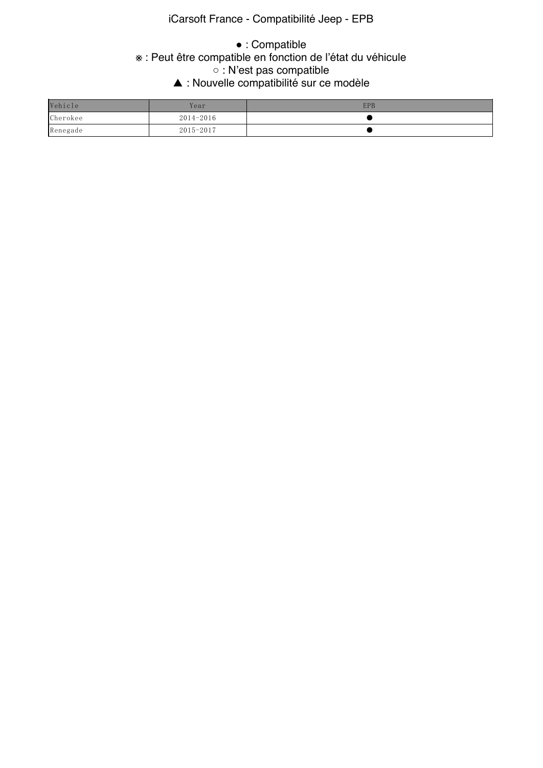# iCarsoft France - Compatibilité Jeep - EPB

● : Compatible
※ : Peut être compatible en fonction de l’état du véhicule
○ : N’est pas compatible
▲ : Nouvelle compatibilité sur ce modèle

| Vehicle | Year | EPB |
|---|---|---|
| Cherokee | 2014-2016 | ● |
| Renegade | 2015-2017 | ● |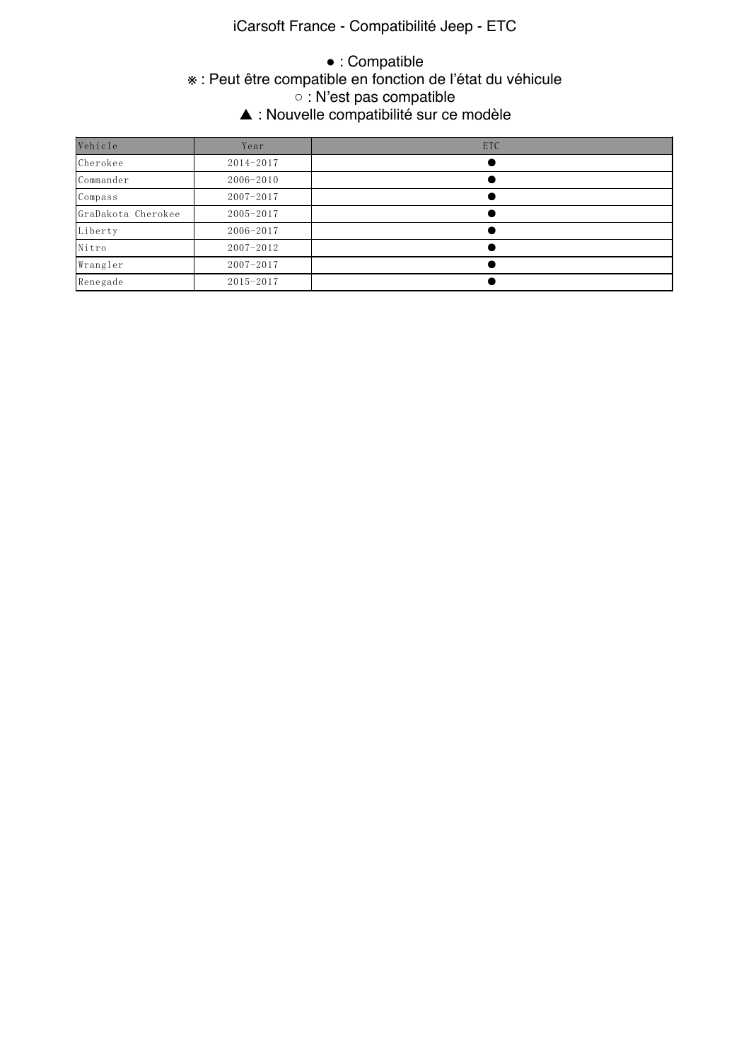# iCarsoft France - Compatibilité Jeep - ETC

● : Compatible
※ : Peut être compatible en fonction de l'état du véhicule
○ : N'est pas compatible
▲ : Nouvelle compatibilité sur ce modèle

| Vehicle | Year | ETC |
|---|---|---|
| Cherokee | 2014-2017 | ● |
| Commander | 2006-2010 | ● |
| Compass | 2007-2017 | ● |
| GraDakota Cherokee | 2005-2017 | ● |
| Liberty | 2006-2017 | ● |
| Nitro | 2007-2012 | ● |
| Wrangler | 2007-2017 | ● |
| Renegade | 2015-2017 | ● |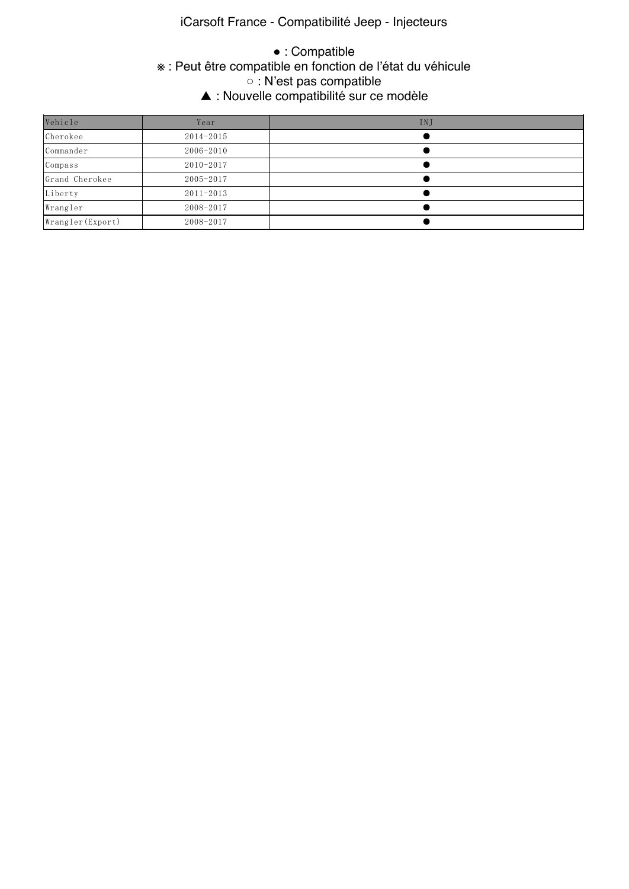# iCarsoft France - Compatibilité Jeep - Injecteurs

● : Compatible

※ : Peut être compatible en fonction de l'état du véhicule

○ : N'est pas compatible

▲ : Nouvelle compatibilité sur ce modèle

| Vehicle | Year | INJ |
|---|---|---|
| Cherokee | 2014-2015 | ● |
| Commander | 2006-2010 | ● |
| Compass | 2010-2017 | ● |
| Grand Cherokee | 2005-2017 | ● |
| Liberty | 2011-2013 | ● |
| Wrangler | 2008-2017 | ● |
| Wrangler(Export) | 2008-2017 | ● |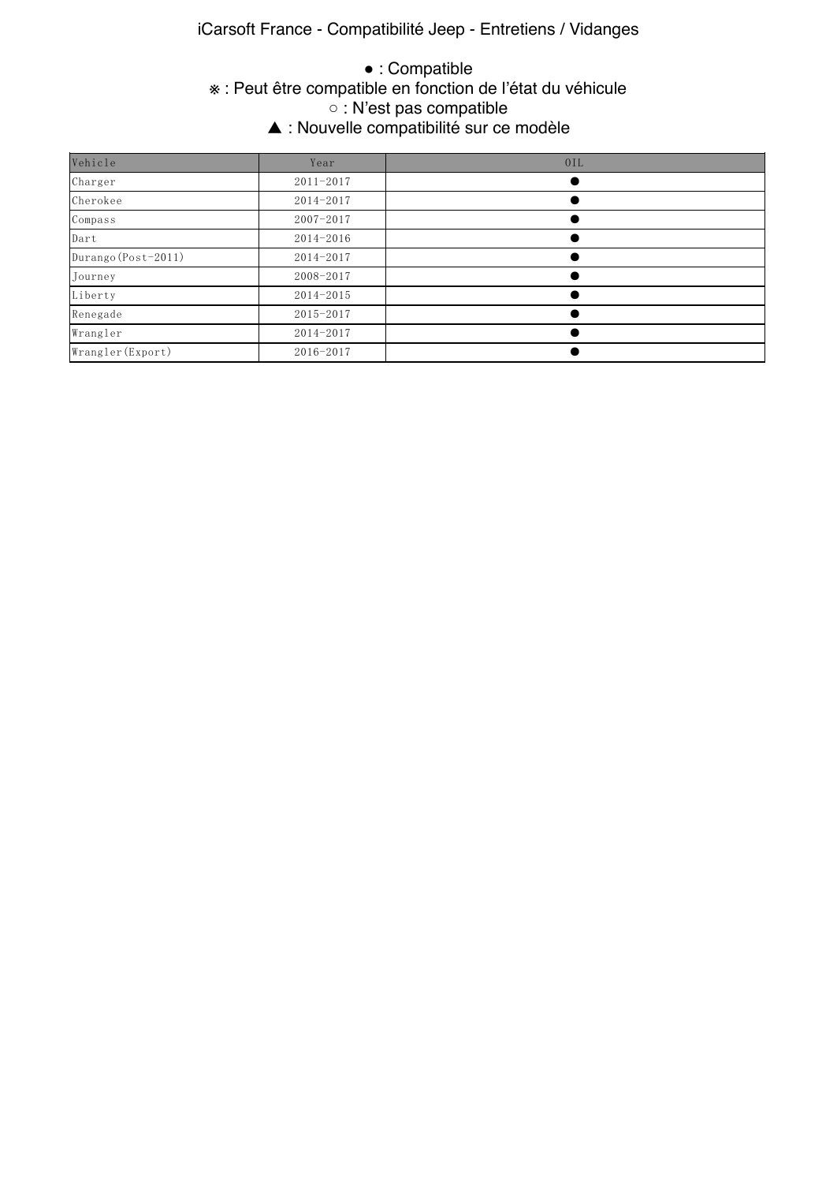iCarsoft France - Compatibilité Jeep - Entretiens / Vidanges

● : Compatible
※ : Peut être compatible en fonction de l'état du véhicule
○ : N'est pas compatible
▲ : Nouvelle compatibilité sur ce modèle

| Vehicle | Year | OIL |
|---|---|---|
| Charger | 2011-2017 | ● |
| Cherokee | 2014-2017 | ● |
| Compass | 2007-2017 | ● |
| Dart | 2014-2016 | ● |
| Durango(Post-2011) | 2014-2017 | ● |
| Journey | 2008-2017 | ● |
| Liberty | 2014-2015 | ● |
| Renegade | 2015-2017 | ● |
| Wrangler | 2014-2017 | ● |
| Wrangler(Export) | 2016-2017 | ● |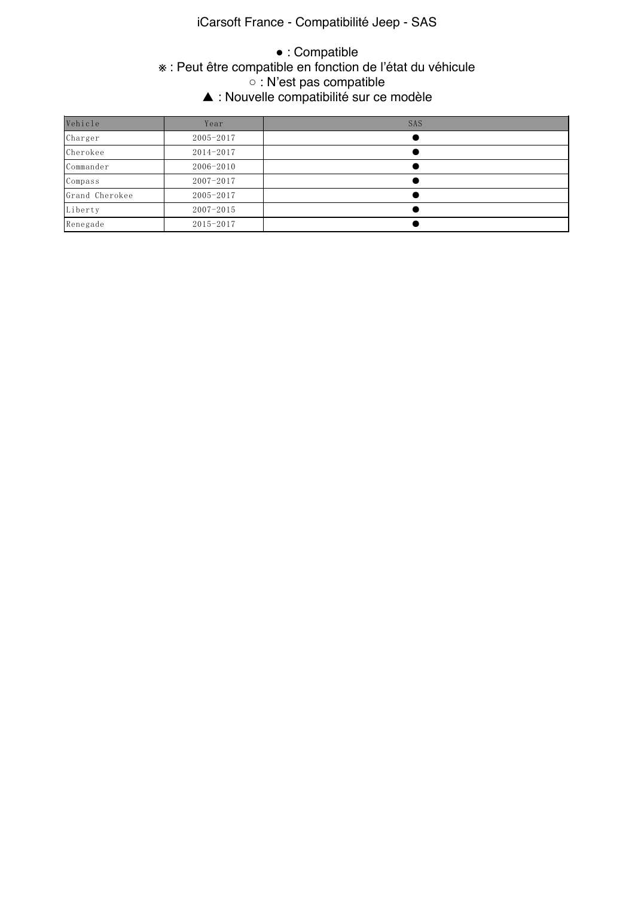iCarsoft France - Compatibilité Jeep - SAS

● : Compatible
※ : Peut être compatible en fonction de l'état du véhicule
○ : N'est pas compatible
▲ : Nouvelle compatibilité sur ce modèle

| Vehicle | Year | SAS |
|---|---|---|
| Charger | 2005-2017 | ● |
| Cherokee | 2014-2017 | ● |
| Commander | 2006-2010 | ● |
| Compass | 2007-2017 | ● |
| Grand Cherokee | 2005-2017 | ● |
| Liberty | 2007-2015 | ● |
| Renegade | 2015-2017 | ● |